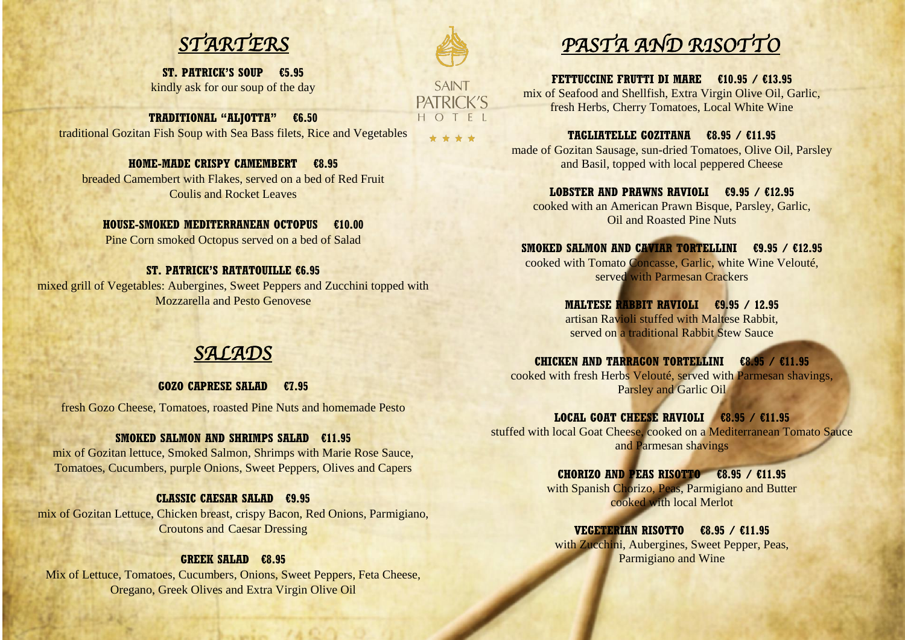# STARTERS

**ST. PATRICK'S SOUP €5.95**
kindly ask for our soup of the day

**TRADITIONAL "ALJOTTA" €6.50**
traditional Gozitan Fish Soup with Sea Bass filets, Rice and Vegetables

**HOME-MADE CRISPY CAMEMBERT €8.95**
breaded Camembert with Flakes, served on a bed of Red Fruit Coulis and Rocket Leaves

**HOUSE-SMOKED MEDITERRANEAN OCTOPUS €10.00**
Pine Corn smoked Octopus served on a bed of Salad

**ST. PATRICK'S RATATOUILLE €6.95**
mixed grill of Vegetables: Aubergines, Sweet Peppers and Zucchini topped with Mozzarella and Pesto Genovese

# SALADS

**GOZO CAPRESE SALAD €7.95**
fresh Gozo Cheese, Tomatoes, roasted Pine Nuts and homemade Pesto

**SMOKED SALMON AND SHRIMPS SALAD €11.95**
mix of Gozitan lettuce, Smoked Salmon, Shrimps with Marie Rose Sauce, Tomatoes, Cucumbers, purple Onions, Sweet Peppers, Olives and Capers

**CLASSIC CAESAR SALAD €9.95**
mix of Gozitan Lettuce, Chicken breast, crispy Bacon, Red Onions, Parmigiano, Croutons and Caesar Dressing

**GREEK SALAD €8.95**
Mix of Lettuce, Tomatoes, Cucumbers, Onions, Sweet Peppers, Feta Cheese, Oregano, Greek Olives and Extra Virgin Olive Oil

SAINT PATRICK'S HOTEL

★★★★

# PASTA AND RISOTTO

**FETTUCCINE FRUTTI DI MARE €10.95 / €13.95**
mix of Seafood and Shellfish, Extra Virgin Olive Oil, Garlic, fresh Herbs, Cherry Tomatoes, Local White Wine

**TAGLIATELLE GOZITANA €8.95 / €11.95**
made of Gozitan Sausage, sun-dried Tomatoes, Olive Oil, Parsley and Basil, topped with local peppered Cheese

**LOBSTER AND PRAWNS RAVIOLI €9.95 / €12.95**
cooked with an American Prawn Bisque, Parsley, Garlic, Oil and Roasted Pine Nuts

**SMOKED SALMON AND CAVIAR TORTELLINI €9.95 / €12.95**
cooked with Tomato Concasse, Garlic, white Wine Velouté, served with Parmesan Crackers

**MALTESE RABBIT RAVIOLI €9.95 / 12.95**
artisan Ravioli stuffed with Maltese Rabbit, served on a traditional Rabbit Stew Sauce

**CHICKEN AND TARRAGON TORTELLINI €8.95 / €11.95**
cooked with fresh Herbs Velouté, served with Parmesan shavings, Parsley and Garlic Oil

**LOCAL GOAT CHEESE RAVIOLI €8.95 / €11.95**
stuffed with local Goat Cheese, cooked on a Mediterranean Tomato Sauce and Parmesan shavings

**CHORIZO AND PEAS RISOTTO €8.95 / €11.95**
with Spanish Chorizo, Peas, Parmigiano and Butter cooked with local Merlot

**VEGETERIAN RISOTTO €8.95 / €11.95**
with Zucchini, Aubergines, Sweet Pepper, Peas, Parmigiano and Wine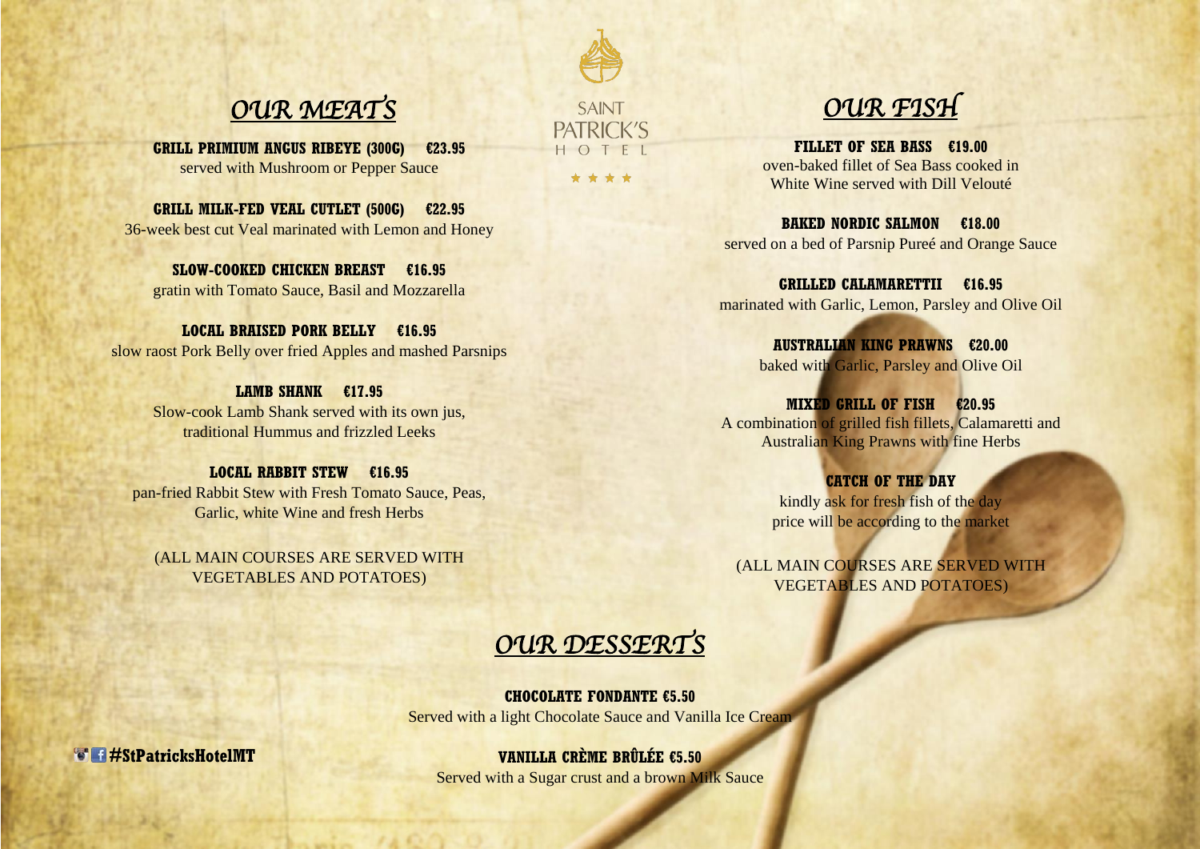SAINT PATRICK'S HOTEL

★★★★

## OUR MEATS

**GRILL PRIMIUM ANGUS RIBEYE (300G) €23.95**
served with Mushroom or Pepper Sauce

**GRILL MILK-FED VEAL CUTLET (500G) €22.95**
36-week best cut Veal marinated with Lemon and Honey

**SLOW-COOKED CHICKEN BREAST €16.95**
gratin with Tomato Sauce, Basil and Mozzarella

**LOCAL BRAISED PORK BELLY €16.95**
slow raost Pork Belly over fried Apples and mashed Parsnips

**LAMB SHANK €17.95**
Slow-cook Lamb Shank served with its own jus, traditional Hummus and frizzled Leeks

**LOCAL RABBIT STEW €16.95**
pan-fried Rabbit Stew with Fresh Tomato Sauce, Peas, Garlic, white Wine and fresh Herbs

(ALL MAIN COURSES ARE SERVED WITH VEGETABLES AND POTATOES)

## OUR FISH

**FILLET OF SEA BASS €19.00**
oven-baked fillet of Sea Bass cooked in White Wine served with Dill Velouté

**BAKED NORDIC SALMON €18.00**
served on a bed of Parsnip Pureé and Orange Sauce

**GRILLED CALAMARETTII €16.95**
marinated with Garlic, Lemon, Parsley and Olive Oil

**AUSTRALIAN KING PRAWNS €20.00**
baked with Garlic, Parsley and Olive Oil

**MIXED GRILL OF FISH €20.95**
A combination of grilled fish fillets, Calamaretti and Australian King Prawns with fine Herbs

**CATCH OF THE DAY**
kindly ask for fresh fish of the day
price will be according to the market

(ALL MAIN COURSES ARE SERVED WITH VEGETABLES AND POTATOES)

## OUR DESSERTS

**CHOCOLATE FONDANTE €5.50**
Served with a light Chocolate Sauce and Vanilla Ice Cream

**VANILLA CRÈME BRÛLÉE €5.50**
Served with a Sugar crust and a brown Milk Sauce

#StPatricksHotelMT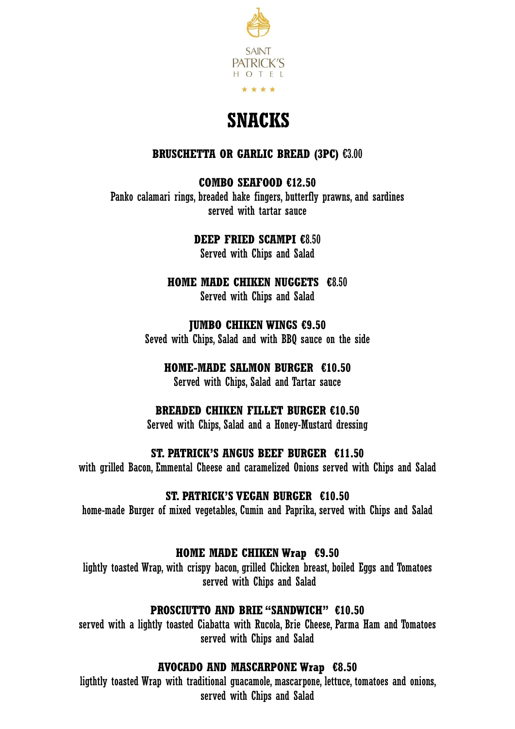SAINT PATRICK'S HOTEL

# SNACKS

**BRUSCHETTA OR GARLIC BREAD (3PC)** €3.00

**COMBO SEAFOOD €12.50**
Panko calamari rings, breaded hake fingers, butterfly prawns, and sardines served with tartar sauce

**DEEP FRIED SCAMPI** €8.50
Served with Chips and Salad

**HOME MADE CHIKEN NUGGETS** €8.50
Served with Chips and Salad

**JUMBO CHIKEN WINGS €9.50**
Seved with Chips, Salad and with BBQ sauce on the side

**HOME-MADE SALMON BURGER €10.50**
Served with Chips, Salad and Tartar sauce

**BREADED CHIKEN FILLET BURGER €10.50**
Served with Chips, Salad and a Honey-Mustard dressing

**ST. PATRICK'S ANGUS BEEF BURGER €11.50**
with grilled Bacon, Emmental Cheese and caramelized Onions served with Chips and Salad

**ST. PATRICK'S VEGAN BURGER €10.50**
home-made Burger of mixed vegetables, Cumin and Paprika, served with Chips and Salad

**HOME MADE CHIKEN Wrap €9.50**
lightly toasted Wrap, with crispy bacon, grilled Chicken breast, boiled Eggs and Tomatoes served with Chips and Salad

**PROSCIUTTO AND BRIE "SANDWICH" €10.50**
served with a lightly toasted Ciabatta with Rucola, Brie Cheese, Parma Ham and Tomatoes served with Chips and Salad

**AVOCADO AND MASCARPONE Wrap €8.50**
ligthtly toasted Wrap with traditional guacamole, mascarpone, lettuce, tomatoes and onions, served with Chips and Salad